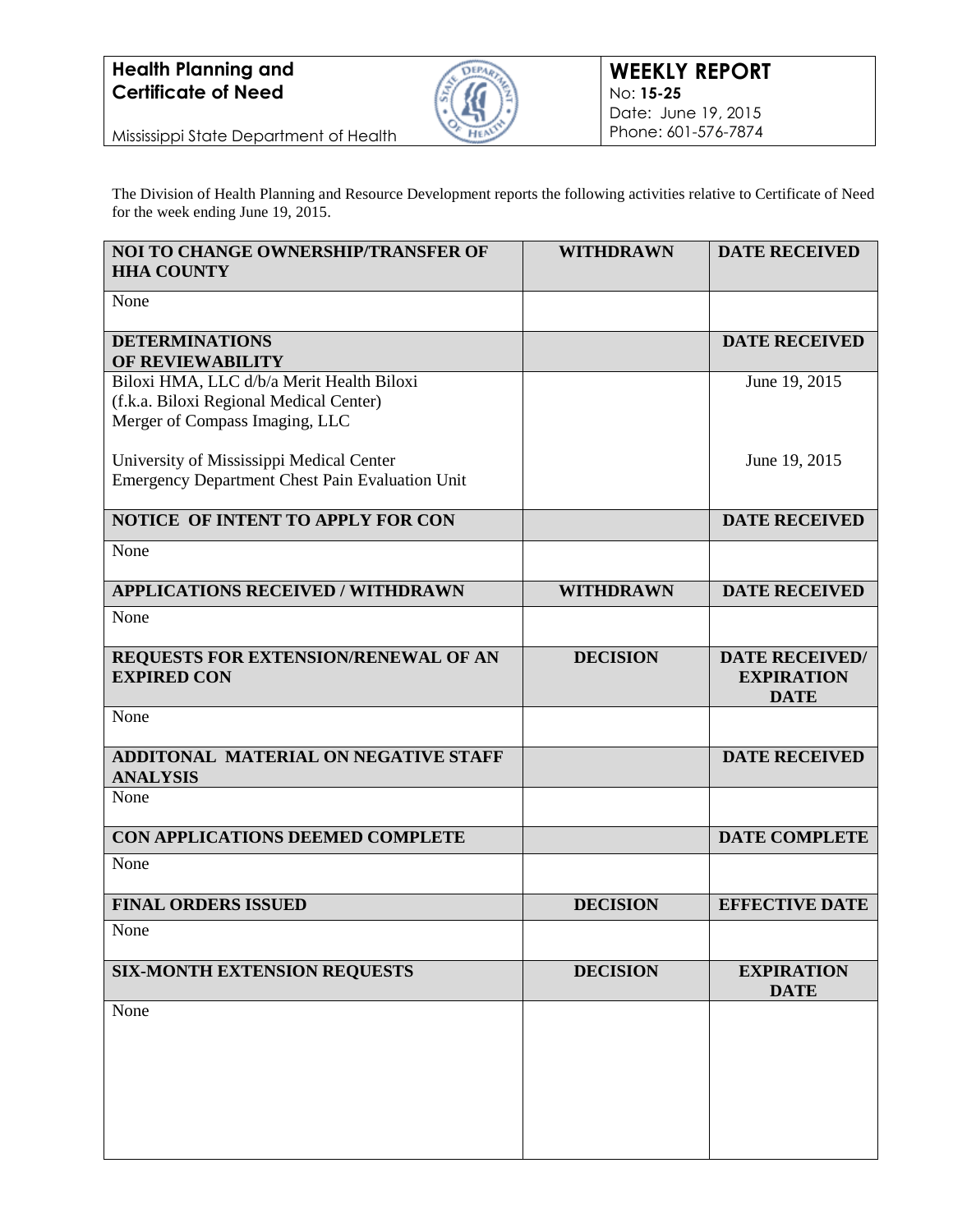**Health Planning and Certificate of Need**

Mississippi State Department of Health

**WEEKLY REPORT**
No: **15-25**
Date: June 19, 2015
Phone: 601-576-7874

The Division of Health Planning and Resource Development reports the following activities relative to Certificate of Need for the week ending June 19, 2015.

| NOI TO CHANGE OWNERSHIP/TRANSFER OF HHA COUNTY | WITHDRAWN | DATE RECEIVED |
|---|---|---|
| None | | |
| **DETERMINATIONS OF REVIEWABILITY** | | **DATE RECEIVED** |
| Biloxi HMA, LLC d/b/a Merit Health Biloxi (f.k.a. Biloxi Regional Medical Center) Merger of Compass Imaging, LLC | | June 19, 2015 |
| University of Mississippi Medical Center Emergency Department Chest Pain Evaluation Unit | | June 19, 2015 |
| **NOTICE OF INTENT TO APPLY FOR CON** | | **DATE RECEIVED** |
| None | | |
| **APPLICATIONS RECEIVED / WITHDRAWN** | **WITHDRAWN** | **DATE RECEIVED** |
| None | | |
| **REQUESTS FOR EXTENSION/RENEWAL OF AN EXPIRED CON** | **DECISION** | **DATE RECEIVED/ EXPIRATION DATE** |
| None | | |
| **ADDITONAL MATERIAL ON NEGATIVE STAFF ANALYSIS** | | **DATE RECEIVED** |
| None | | |
| **CON APPLICATIONS DEEMED COMPLETE** | | **DATE COMPLETE** |
| None | | |
| **FINAL ORDERS ISSUED** | **DECISION** | **EFFECTIVE DATE** |
| None | | |
| **SIX-MONTH EXTENSION REQUESTS** | **DECISION** | **EXPIRATION DATE** |
| None | | |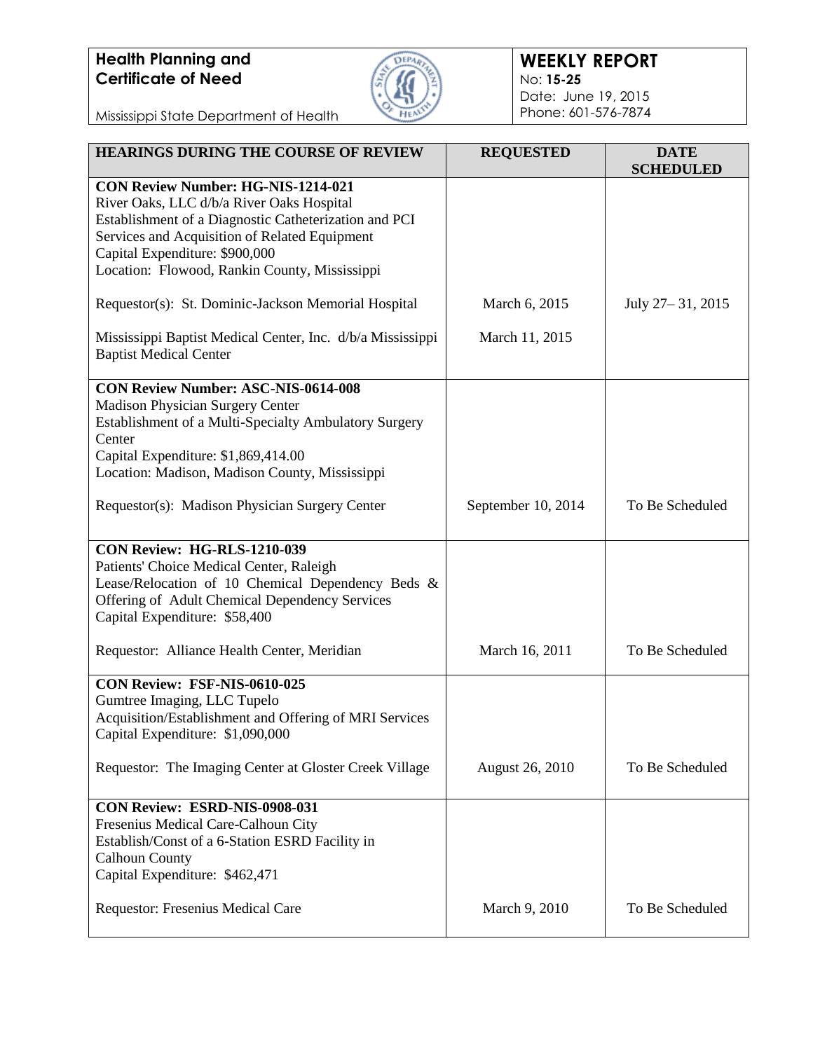**Health Planning and Certificate of Need**

Mississippi State Department of Health

**WEEKLY REPORT**
No: **15-25**
Date: June 19, 2015
Phone: 601-576-7874

| HEARINGS DURING THE COURSE OF REVIEW | REQUESTED | DATE SCHEDULED |
|---|---|---|
| **CON Review Number: HG-NIS-1214-021**<br>River Oaks, LLC d/b/a River Oaks Hospital<br>Establishment of a Diagnostic Catheterization and PCI Services and Acquisition of Related Equipment<br>Capital Expenditure: $900,000<br>Location: Flowood, Rankin County, Mississippi<br><br>Requestor(s): St. Dominic-Jackson Memorial Hospital<br><br>Mississippi Baptist Medical Center, Inc. d/b/a Mississippi Baptist Medical Center | March 6, 2015<br><br>March 11, 2015 | July 27– 31, 2015 |
| **CON Review Number: ASC-NIS-0614-008**<br>Madison Physician Surgery Center<br>Establishment of a Multi-Specialty Ambulatory Surgery Center<br>Capital Expenditure: $1,869,414.00<br>Location: Madison, Madison County, Mississippi<br><br>Requestor(s): Madison Physician Surgery Center | September 10, 2014 | To Be Scheduled |
| **CON Review: HG-RLS-1210-039**<br>Patients' Choice Medical Center, Raleigh<br>Lease/Relocation of 10 Chemical Dependency Beds & Offering of Adult Chemical Dependency Services<br>Capital Expenditure: $58,400<br><br>Requestor: Alliance Health Center, Meridian | March 16, 2011 | To Be Scheduled |
| **CON Review: FSF-NIS-0610-025**<br>Gumtree Imaging, LLC Tupelo<br>Acquisition/Establishment and Offering of MRI Services<br>Capital Expenditure: $1,090,000<br><br>Requestor: The Imaging Center at Gloster Creek Village | August 26, 2010 | To Be Scheduled |
| **CON Review: ESRD-NIS-0908-031**<br>Fresenius Medical Care-Calhoun City<br>Establish/Const of a 6-Station ESRD Facility in Calhoun County<br>Capital Expenditure: $462,471<br><br>Requestor: Fresenius Medical Care | March 9, 2010 | To Be Scheduled |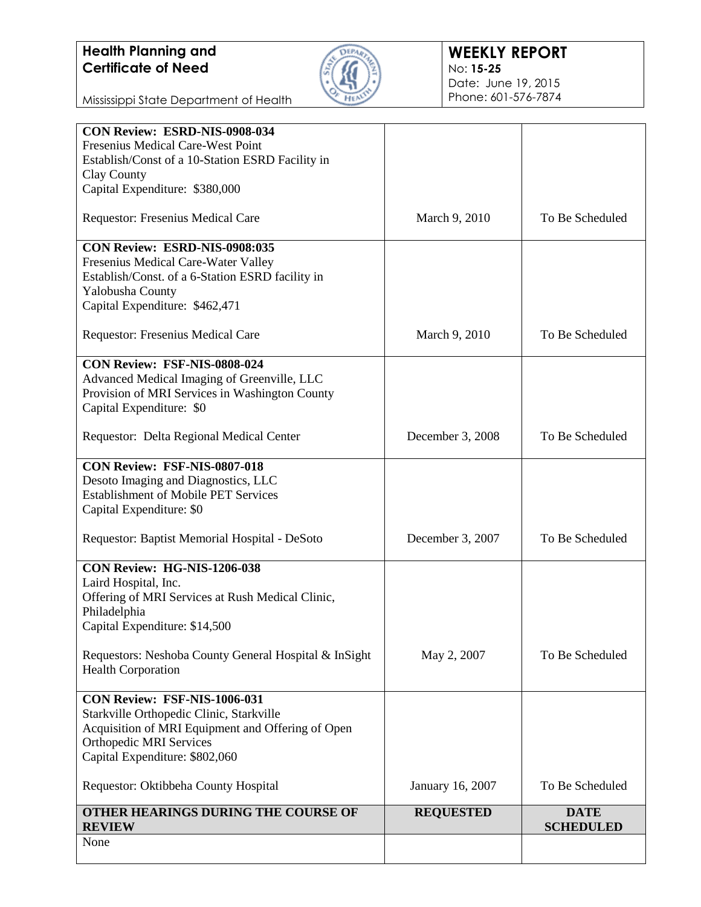**Health Planning and Certificate of Need**

Mississippi State Department of Health

**WEEKLY REPORT**
No: **15-25**
Date: June 19, 2015
Phone: 601-576-7874

| | | |
|---|---|---|
| **CON Review: ESRD-NIS-0908-034**<br>Fresenius Medical Care-West Point<br>Establish/Const of a 10-Station ESRD Facility in Clay County<br>Capital Expenditure: $380,000<br><br>Requestor: Fresenius Medical Care | March 9, 2010 | To Be Scheduled |
| **CON Review: ESRD-NIS-0908:035**<br>Fresenius Medical Care-Water Valley<br>Establish/Const. of a 6-Station ESRD facility in Yalobusha County<br>Capital Expenditure: $462,471<br><br>Requestor: Fresenius Medical Care | March 9, 2010 | To Be Scheduled |
| **CON Review: FSF-NIS-0808-024**<br>Advanced Medical Imaging of Greenville, LLC<br>Provision of MRI Services in Washington County<br>Capital Expenditure: $0<br><br>Requestor: Delta Regional Medical Center | December 3, 2008 | To Be Scheduled |
| **CON Review: FSF-NIS-0807-018**<br>Desoto Imaging and Diagnostics, LLC<br>Establishment of Mobile PET Services<br>Capital Expenditure: $0<br><br>Requestor: Baptist Memorial Hospital - DeSoto | December 3, 2007 | To Be Scheduled |
| **CON Review: HG-NIS-1206-038**<br>Laird Hospital, Inc.<br>Offering of MRI Services at Rush Medical Clinic, Philadelphia<br>Capital Expenditure: $14,500<br><br>Requestors: Neshoba County General Hospital & InSight Health Corporation | May 2, 2007 | To Be Scheduled |
| **CON Review: FSF-NIS-1006-031**<br>Starkville Orthopedic Clinic, Starkville<br>Acquisition of MRI Equipment and Offering of Open Orthopedic MRI Services<br>Capital Expenditure: $802,060<br><br>Requestor: Oktibbeha County Hospital | January 16, 2007 | To Be Scheduled |
| **OTHER HEARINGS DURING THE COURSE OF REVIEW** | **REQUESTED** | **DATE SCHEDULED** |
| None | | |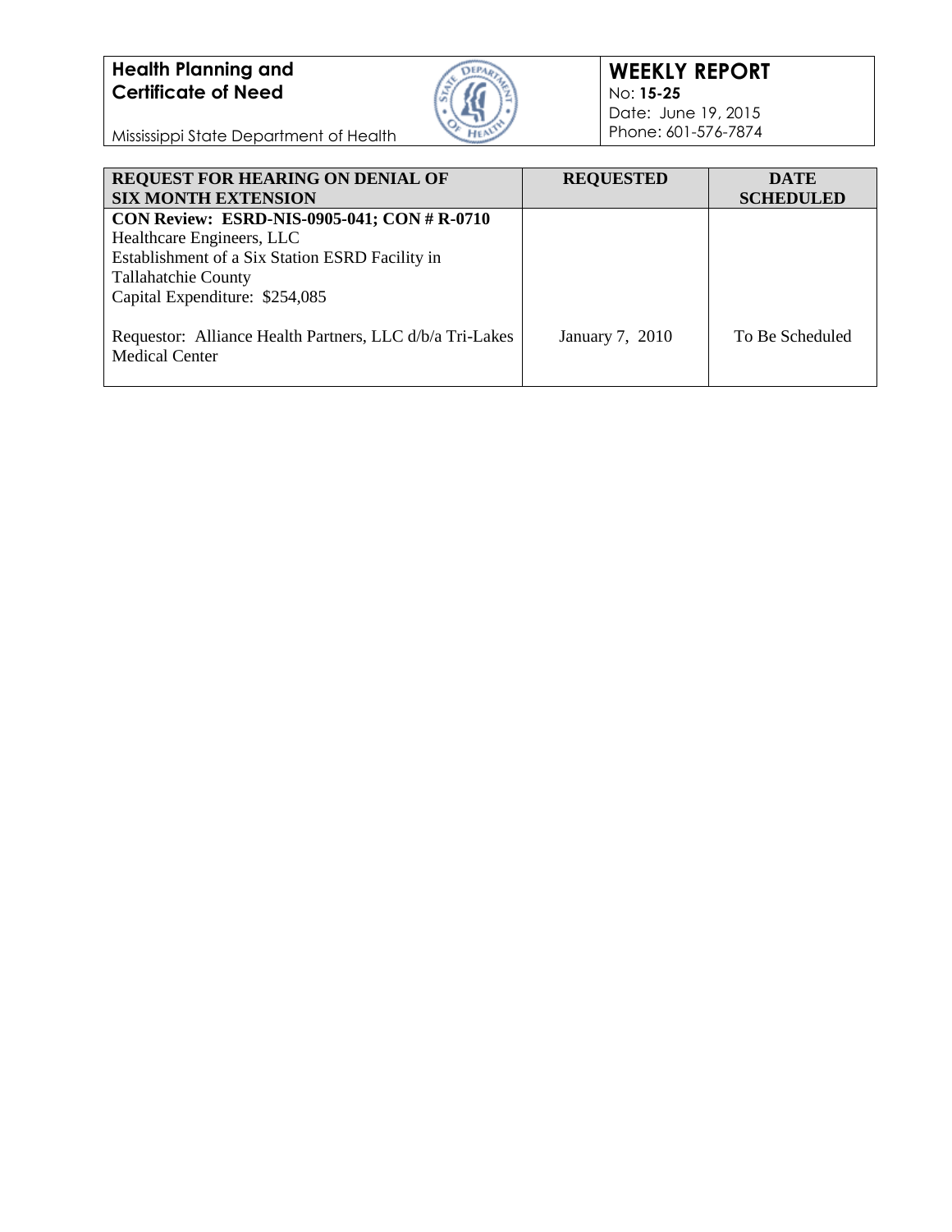| REQUEST FOR HEARING ON DENIAL OF SIX MONTH EXTENSION | REQUESTED | DATE SCHEDULED |
|---|---|---|
| **CON Review: ESRD-NIS-0905-041; CON # R-0710**<br>Healthcare Engineers, LLC<br>Establishment of a Six Station ESRD Facility in Tallahatchie County<br>Capital Expenditure: $254,085<br><br>Requestor: Alliance Health Partners, LLC d/b/a Tri-Lakes Medical Center | January 7, 2010 | To Be Scheduled |